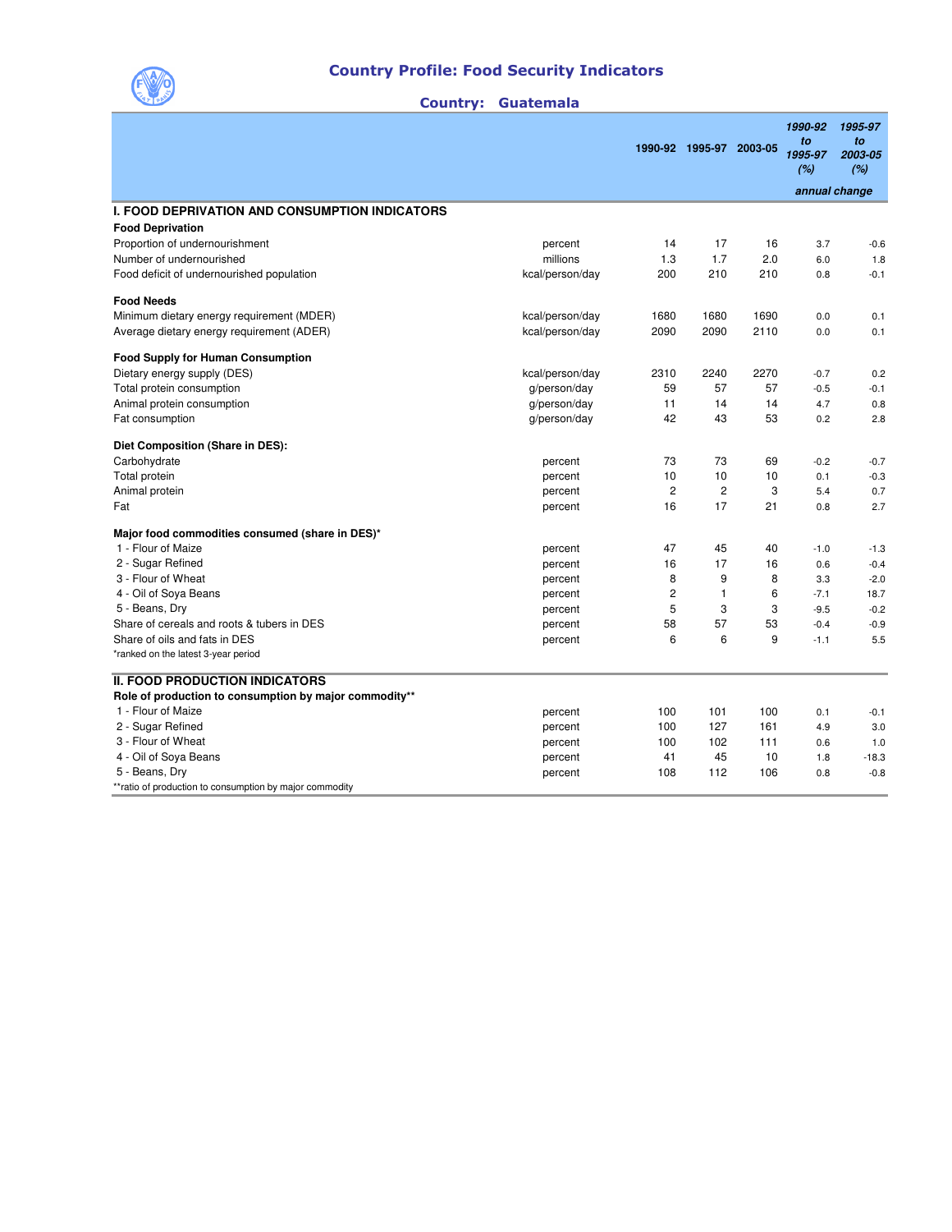# Country Profile: Food Security Indicators

## Country: Guatemala

| | | 1990-92 | 1995-97 | 2003-05 | *1990-92 to 1995-97 (%)* | *1995-97 to 2003-05 (%)* |
|---|---|---|---|---|---|---|
| | | | | | *annual change* | |
| **I. FOOD DEPRIVATION AND CONSUMPTION INDICATORS** | | | | | | |
| **Food Deprivation** | | | | | | |
| Proportion of undernourishment | percent | 14 | 17 | 16 | 3.7 | -0.6 |
| Number of undernourished | millions | 1.3 | 1.7 | 2.0 | 6.0 | 1.8 |
| Food deficit of undernourished population | kcal/person/day | 200 | 210 | 210 | 0.8 | -0.1 |
| **Food Needs** | | | | | | |
| Minimum dietary energy requirement (MDER) | kcal/person/day | 1680 | 1680 | 1690 | 0.0 | 0.1 |
| Average dietary energy requirement (ADER) | kcal/person/day | 2090 | 2090 | 2110 | 0.0 | 0.1 |
| **Food Supply for Human Consumption** | | | | | | |
| Dietary energy supply (DES) | kcal/person/day | 2310 | 2240 | 2270 | -0.7 | 0.2 |
| Total protein consumption | g/person/day | 59 | 57 | 57 | -0.5 | -0.1 |
| Animal protein consumption | g/person/day | 11 | 14 | 14 | 4.7 | 0.8 |
| Fat consumption | g/person/day | 42 | 43 | 53 | 0.2 | 2.8 |
| **Diet Composition (Share in DES):** | | | | | | |
| Carbohydrate | percent | 73 | 73 | 69 | -0.2 | -0.7 |
| Total protein | percent | 10 | 10 | 10 | 0.1 | -0.3 |
| Animal protein | percent | 2 | 2 | 3 | 5.4 | 0.7 |
| Fat | percent | 16 | 17 | 21 | 0.8 | 2.7 |
| **Major food commodities consumed (share in DES)*** | | | | | | |
| 1 - Flour of Maize | percent | 47 | 45 | 40 | -1.0 | -1.3 |
| 2 - Sugar Refined | percent | 16 | 17 | 16 | 0.6 | -0.4 |
| 3 - Flour of Wheat | percent | 8 | 9 | 8 | 3.3 | -2.0 |
| 4 - Oil of Soya Beans | percent | 2 | 1 | 6 | -7.1 | 18.7 |
| 5 - Beans, Dry | percent | 5 | 3 | 3 | -9.5 | -0.2 |
| Share of cereals and roots & tubers in DES | percent | 58 | 57 | 53 | -0.4 | -0.9 |
| Share of oils and fats in DES | percent | 6 | 6 | 9 | -1.1 | 5.5 |
| **II. FOOD PRODUCTION INDICATORS** | | | | | | |
| **Role of production to consumption by major commodity**** | | | | | | |
| 1 - Flour of Maize | percent | 100 | 101 | 100 | 0.1 | -0.1 |
| 2 - Sugar Refined | percent | 100 | 127 | 161 | 4.9 | 3.0 |
| 3 - Flour of Wheat | percent | 100 | 102 | 111 | 0.6 | 1.0 |
| 4 - Oil of Soya Beans | percent | 41 | 45 | 10 | 1.8 | -18.3 |
| 5 - Beans, Dry | percent | 108 | 112 | 106 | 0.8 | -0.8 |

*ranked on the latest 3-year period

**ratio of production to consumption by major commodity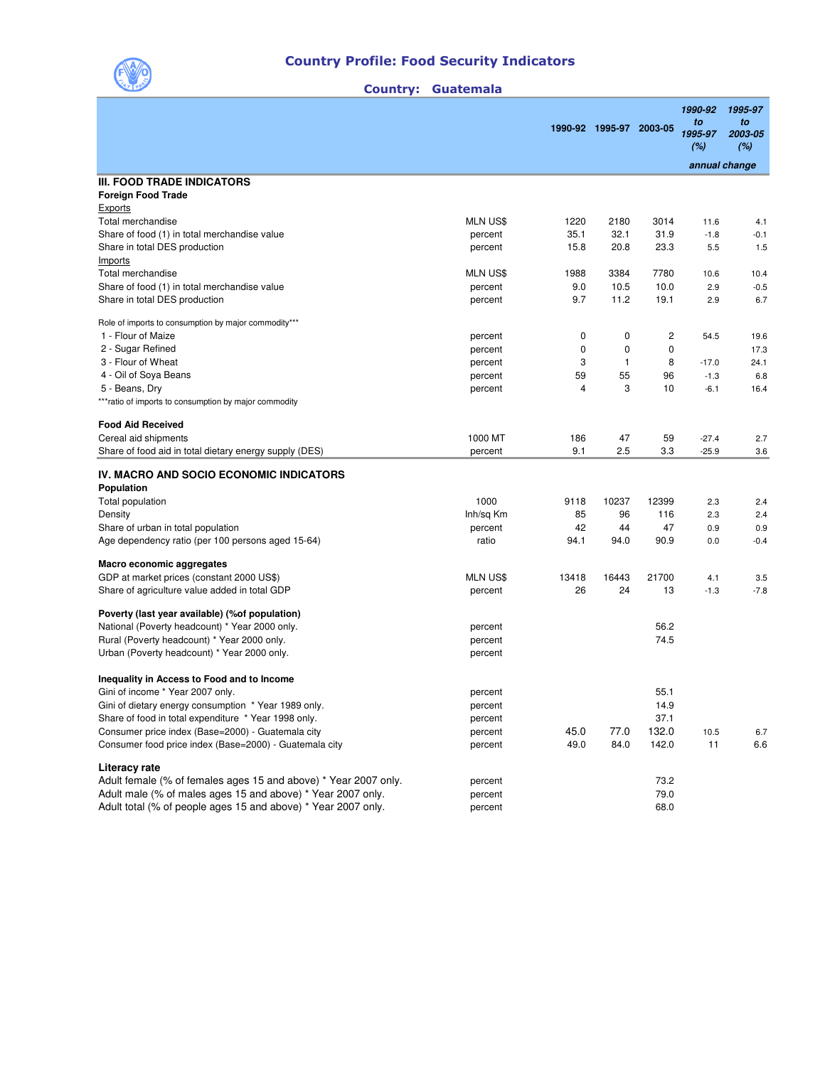# Country Profile: Food Security Indicators

## Country: Guatemala

| | | 1990-92 | 1995-97 | 2003-05 | 1990-92 to 1995-97 (%) | 1995-97 to 2003-05 (%) |
|---|---|---|---|---|---|---|
| | | | | | *annual change* | |
| **III. FOOD TRADE INDICATORS** | | | | | | |
| **Foreign Food Trade** | | | | | | |
| Exports | | | | | | |
| Total merchandise | MLN US$ | 1220 | 2180 | 3014 | 11.6 | 4.1 |
| Share of food (1) in total merchandise value | percent | 35.1 | 32.1 | 31.9 | -1.8 | -0.1 |
| Share in total DES production | percent | 15.8 | 20.8 | 23.3 | 5.5 | 1.5 |
| Imports | | | | | | |
| Total merchandise | MLN US$ | 1988 | 3384 | 7780 | 10.6 | 10.4 |
| Share of food (1) in total merchandise value | percent | 9.0 | 10.5 | 10.0 | 2.9 | -0.5 |
| Share in total DES production | percent | 9.7 | 11.2 | 19.1 | 2.9 | 6.7 |
| Role of imports to consumption by major commodity*** | | | | | | |
| 1 - Flour of Maize | percent | 0 | 0 | 2 | 54.5 | 19.6 |
| 2 - Sugar Refined | percent | 0 | 0 | 0 | | 17.3 |
| 3 - Flour of Wheat | percent | 3 | 1 | 8 | -17.0 | 24.1 |
| 4 - Oil of Soya Beans | percent | 59 | 55 | 96 | -1.3 | 6.8 |
| 5 - Beans, Dry | percent | 4 | 3 | 10 | -6.1 | 16.4 |
| ***ratio of imports to consumption by major commodity | | | | | | |
| **Food Aid Received** | | | | | | |
| Cereal aid shipments | 1000 MT | 186 | 47 | 59 | -27.4 | 2.7 |
| Share of food aid in total dietary energy supply (DES) | percent | 9.1 | 2.5 | 3.3 | -25.9 | 3.6 |
| **IV. MACRO AND SOCIO ECONOMIC INDICATORS** | | | | | | |
| **Population** | | | | | | |
| Total population | 1000 | 9118 | 10237 | 12399 | 2.3 | 2.4 |
| Density | Inh/sq Km | 85 | 96 | 116 | 2.3 | 2.4 |
| Share of urban in total population | percent | 42 | 44 | 47 | 0.9 | 0.9 |
| Age dependency ratio (per 100 persons aged 15-64) | ratio | 94.1 | 94.0 | 90.9 | 0.0 | -0.4 |
| **Macro economic aggregates** | | | | | | |
| GDP at market prices (constant 2000 US$) | MLN US$ | 13418 | 16443 | 21700 | 4.1 | 3.5 |
| Share of agriculture value added in total GDP | percent | 26 | 24 | 13 | -1.3 | -7.8 |
| **Poverty (last year available) (%of population)** | | | | | | |
| National (Poverty headcount) * Year 2000 only. | percent | | | 56.2 | | |
| Rural (Poverty headcount) * Year 2000 only. | percent | | | 74.5 | | |
| Urban (Poverty headcount) * Year 2000 only. | percent | | | | | |
| **Inequality in Access to Food and to Income** | | | | | | |
| Gini of income * Year 2007 only. | percent | | | 55.1 | | |
| Gini of dietary energy consumption * Year 1989 only. | percent | | | 14.9 | | |
| Share of food in total expenditure * Year 1998 only. | percent | | | 37.1 | | |
| Consumer price index (Base=2000) - Guatemala city | percent | 45.0 | 77.0 | 132.0 | 10.5 | 6.7 |
| Consumer food price index (Base=2000) - Guatemala city | percent | 49.0 | 84.0 | 142.0 | 11 | 6.6 |
| **Literacy rate** | | | | | | |
| Adult female (% of females ages 15 and above) * Year 2007 only. | percent | | | 73.2 | | |
| Adult male (% of males ages 15 and above) * Year 2007 only. | percent | | | 79.0 | | |
| Adult total (% of people ages 15 and above) * Year 2007 only. | percent | | | 68.0 | | |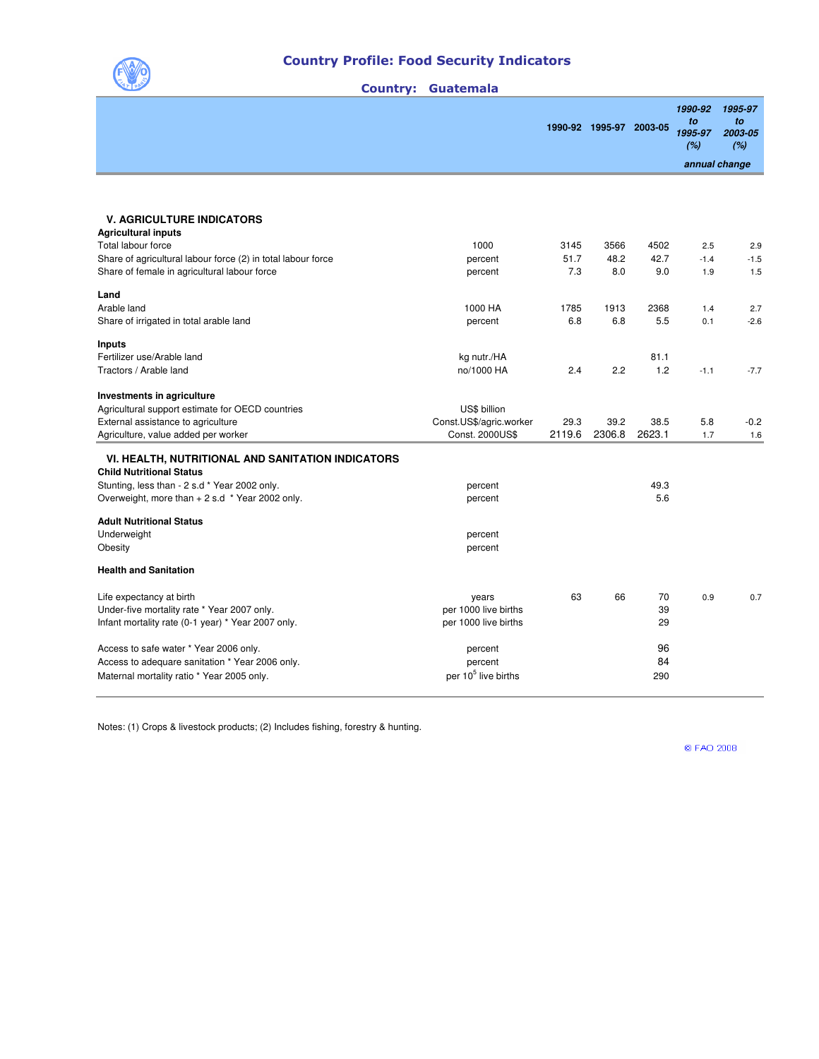# Country Profile: Food Security Indicators

## Country: Guatemala

| | | 1990-92 | 1995-97 | 2003-05 | 1990-92 to 1995-97 (%) | 1995-97 to 2003-05 (%) |
|---|---|---|---|---|---|---|
| | | | | | *annual change* | |
| **V. AGRICULTURE INDICATORS** | | | | | | |
| **Agricultural inputs** | | | | | | |
| Total labour force | 1000 | 3145 | 3566 | 4502 | 2.5 | 2.9 |
| Share of agricultural labour force (2) in total labour force | percent | 51.7 | 48.2 | 42.7 | -1.4 | -1.5 |
| Share of female in agricultural labour force | percent | 7.3 | 8.0 | 9.0 | 1.9 | 1.5 |
| **Land** | | | | | | |
| Arable land | 1000 HA | 1785 | 1913 | 2368 | 1.4 | 2.7 |
| Share of irrigated in total arable land | percent | 6.8 | 6.8 | 5.5 | 0.1 | -2.6 |
| **Inputs** | | | | | | |
| Fertilizer use/Arable land | kg nutr./HA | | | 81.1 | | |
| Tractors / Arable land | no/1000 HA | 2.4 | 2.2 | 1.2 | -1.1 | -7.7 |
| **Investments in agriculture** | | | | | | |
| Agricultural support estimate for OECD countries | US$ billion | | | | | |
| External assistance to agriculture | Const.US$/agric.worker | 29.3 | 39.2 | 38.5 | 5.8 | -0.2 |
| Agriculture, value added per worker | Const. 2000US$ | 2119.6 | 2306.8 | 2623.1 | 1.7 | 1.6 |
| **VI. HEALTH, NUTRITIONAL AND SANITATION INDICATORS** | | | | | | |
| **Child Nutritional Status** | | | | | | |
| Stunting, less than - 2 s.d * Year 2002 only. | percent | | | 49.3 | | |
| Overweight, more than + 2 s.d * Year 2002 only. | percent | | | 5.6 | | |
| **Adult Nutritional Status** | | | | | | |
| Underweight | percent | | | | | |
| Obesity | percent | | | | | |
| **Health and Sanitation** | | | | | | |
| Life expectancy at birth | years | 63 | 66 | 70 | 0.9 | 0.7 |
| Under-five mortality rate * Year 2007 only. | per 1000 live births | | | 39 | | |
| Infant mortality rate (0-1 year) * Year 2007 only. | per 1000 live births | | | 29 | | |
| Access to safe water * Year 2006 only. | percent | | | 96 | | |
| Access to adequare sanitation * Year 2006 only. | percent | | | 84 | | |
| Maternal mortality ratio * Year 2005 only. | per $10^5$ live births | | | 290 | | |

Notes: (1) Crops & livestock products; (2) Includes fishing, forestry & hunting.

© FAO 2008